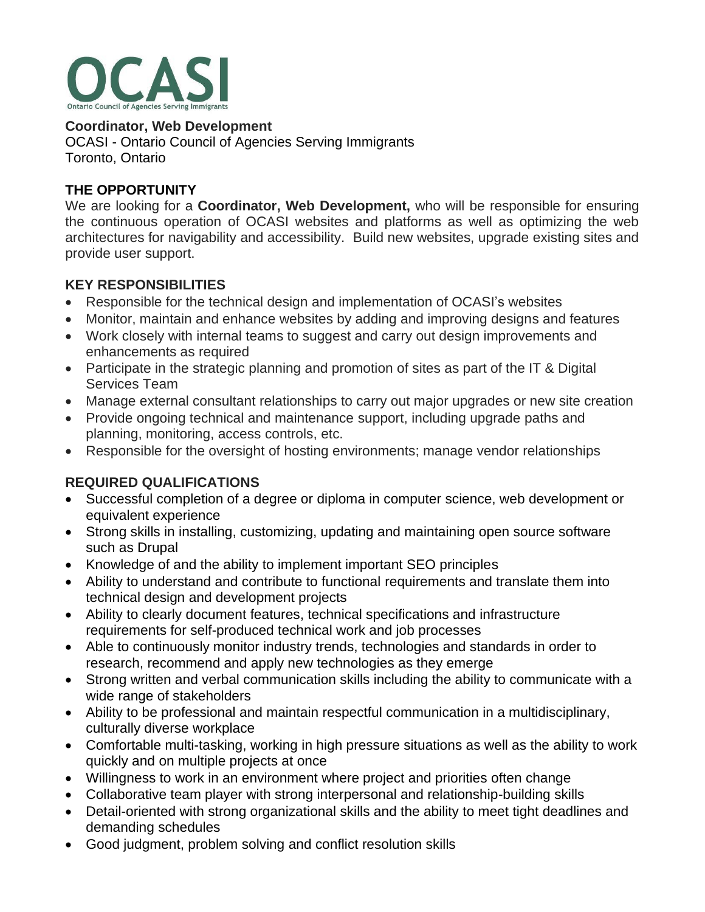OCASI
Ontario Council of Agencies Serving Immigrants

**Coordinator, Web Development**
OCASI - Ontario Council of Agencies Serving Immigrants
Toronto, Ontario

## THE OPPORTUNITY

We are looking for a **Coordinator, Web Development,** who will be responsible for ensuring the continuous operation of OCASI websites and platforms as well as optimizing the web architectures for navigability and accessibility. Build new websites, upgrade existing sites and provide user support.

## KEY RESPONSIBILITIES

- Responsible for the technical design and implementation of OCASI's websites
- Monitor, maintain and enhance websites by adding and improving designs and features
- Work closely with internal teams to suggest and carry out design improvements and enhancements as required
- Participate in the strategic planning and promotion of sites as part of the IT & Digital Services Team
- Manage external consultant relationships to carry out major upgrades or new site creation
- Provide ongoing technical and maintenance support, including upgrade paths and planning, monitoring, access controls, etc.
- Responsible for the oversight of hosting environments; manage vendor relationships

## REQUIRED QUALIFICATIONS

- Successful completion of a degree or diploma in computer science, web development or equivalent experience
- Strong skills in installing, customizing, updating and maintaining open source software such as Drupal
- Knowledge of and the ability to implement important SEO principles
- Ability to understand and contribute to functional requirements and translate them into technical design and development projects
- Ability to clearly document features, technical specifications and infrastructure requirements for self-produced technical work and job processes
- Able to continuously monitor industry trends, technologies and standards in order to research, recommend and apply new technologies as they emerge
- Strong written and verbal communication skills including the ability to communicate with a wide range of stakeholders
- Ability to be professional and maintain respectful communication in a multidisciplinary, culturally diverse workplace
- Comfortable multi-tasking, working in high pressure situations as well as the ability to work quickly and on multiple projects at once
- Willingness to work in an environment where project and priorities often change
- Collaborative team player with strong interpersonal and relationship-building skills
- Detail-oriented with strong organizational skills and the ability to meet tight deadlines and demanding schedules
- Good judgment, problem solving and conflict resolution skills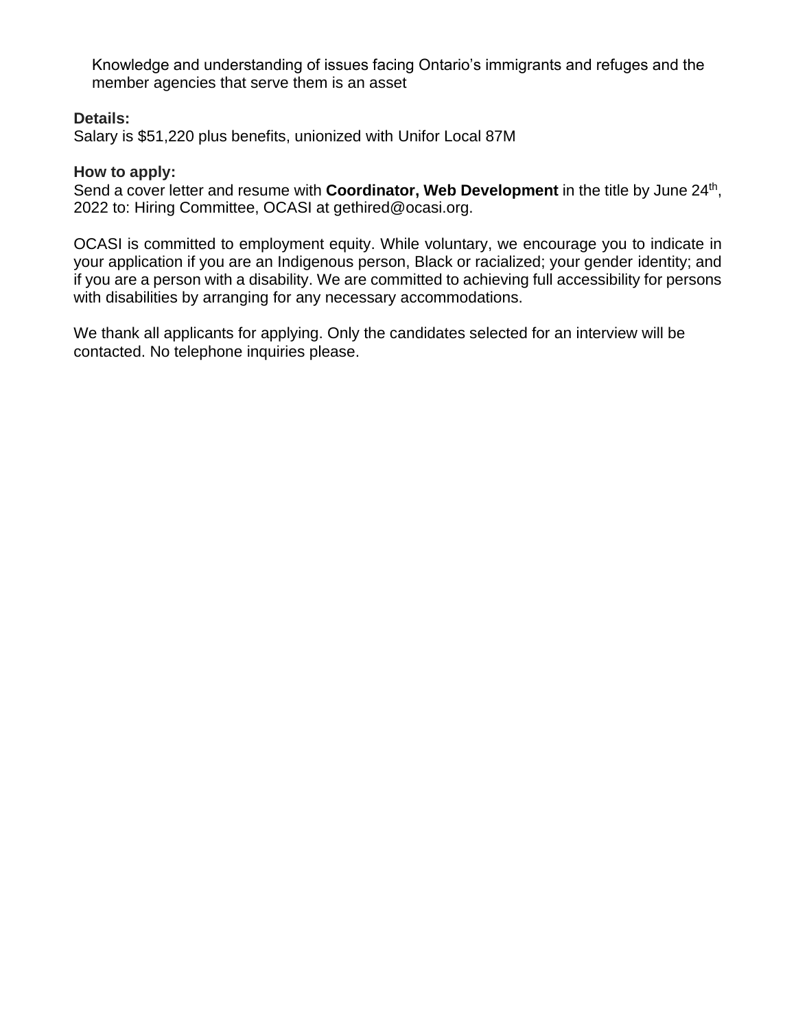Knowledge and understanding of issues facing Ontario's immigrants and refuges and the member agencies that serve them is an asset

**Details:**
Salary is $51,220 plus benefits, unionized with Unifor Local 87M

**How to apply:**
Send a cover letter and resume with **Coordinator, Web Development** in the title by June 24th, 2022 to: Hiring Committee, OCASI at gethired@ocasi.org.

OCASI is committed to employment equity. While voluntary, we encourage you to indicate in your application if you are an Indigenous person, Black or racialized; your gender identity; and if you are a person with a disability. We are committed to achieving full accessibility for persons with disabilities by arranging for any necessary accommodations.

We thank all applicants for applying. Only the candidates selected for an interview will be contacted. No telephone inquiries please.